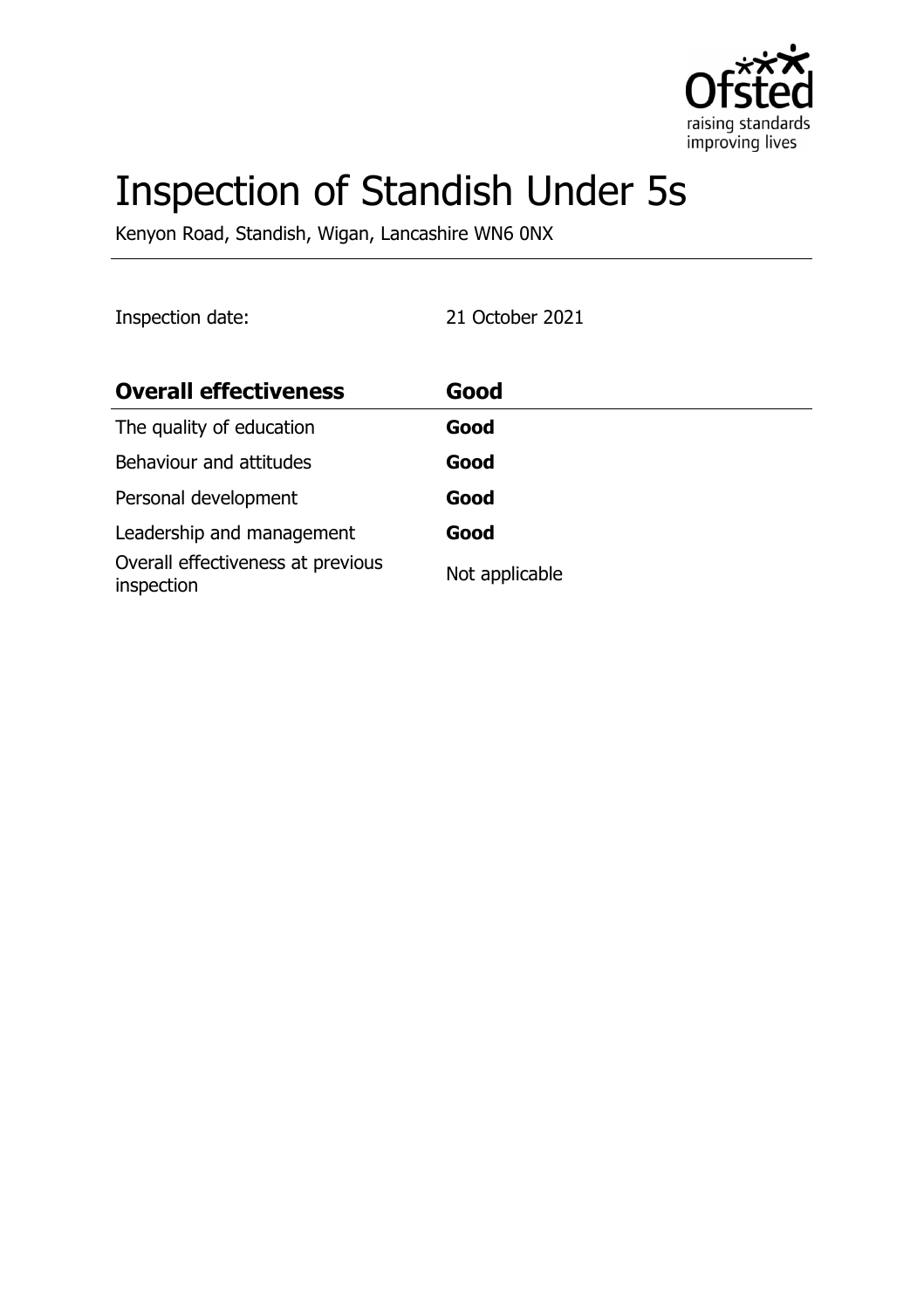# Inspection of Standish Under 5s

Kenyon Road, Standish, Wigan, Lancashire WN6 0NX

Inspection date: 21 October 2021

| **Overall effectiveness** | **Good** |
| --- | --- |
| The quality of education | **Good** |
| Behaviour and attitudes | **Good** |
| Personal development | **Good** |
| Leadership and management | **Good** |
| Overall effectiveness at previous inspection | Not applicable |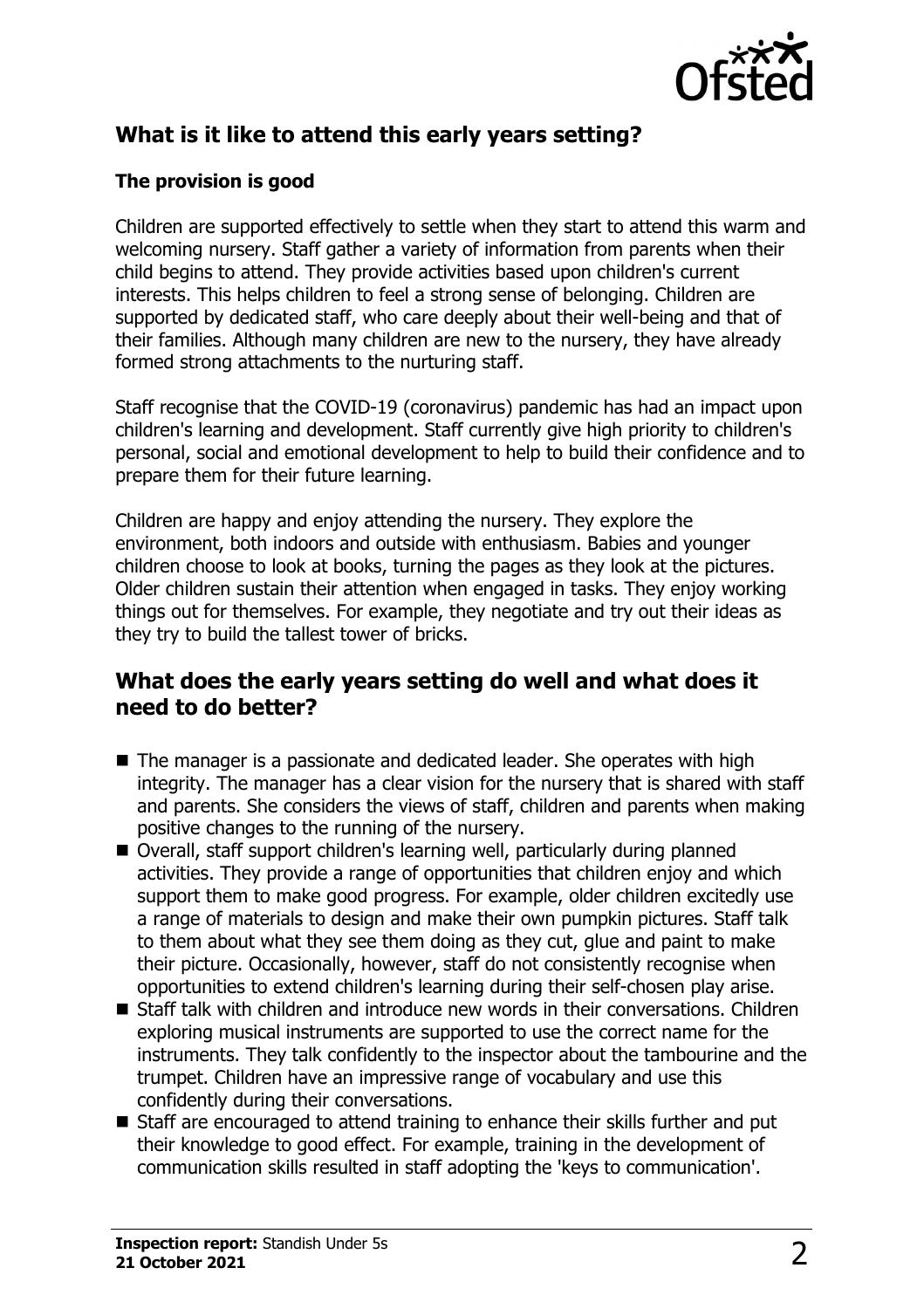## What is it like to attend this early years setting?

### The provision is good

Children are supported effectively to settle when they start to attend this warm and welcoming nursery. Staff gather a variety of information from parents when their child begins to attend. They provide activities based upon children's current interests. This helps children to feel a strong sense of belonging. Children are supported by dedicated staff, who care deeply about their well-being and that of their families. Although many children are new to the nursery, they have already formed strong attachments to the nurturing staff.

Staff recognise that the COVID-19 (coronavirus) pandemic has had an impact upon children's learning and development. Staff currently give high priority to children's personal, social and emotional development to help to build their confidence and to prepare them for their future learning.

Children are happy and enjoy attending the nursery. They explore the environment, both indoors and outside with enthusiasm. Babies and younger children choose to look at books, turning the pages as they look at the pictures. Older children sustain their attention when engaged in tasks. They enjoy working things out for themselves. For example, they negotiate and try out their ideas as they try to build the tallest tower of bricks.

## What does the early years setting do well and what does it need to do better?

- The manager is a passionate and dedicated leader. She operates with high integrity. The manager has a clear vision for the nursery that is shared with staff and parents. She considers the views of staff, children and parents when making positive changes to the running of the nursery.
- Overall, staff support children's learning well, particularly during planned activities. They provide a range of opportunities that children enjoy and which support them to make good progress. For example, older children excitedly use a range of materials to design and make their own pumpkin pictures. Staff talk to them about what they see them doing as they cut, glue and paint to make their picture. Occasionally, however, staff do not consistently recognise when opportunities to extend children's learning during their self-chosen play arise.
- Staff talk with children and introduce new words in their conversations. Children exploring musical instruments are supported to use the correct name for the instruments. They talk confidently to the inspector about the tambourine and the trumpet. Children have an impressive range of vocabulary and use this confidently during their conversations.
- Staff are encouraged to attend training to enhance their skills further and put their knowledge to good effect. For example, training in the development of communication skills resulted in staff adopting the 'keys to communication'.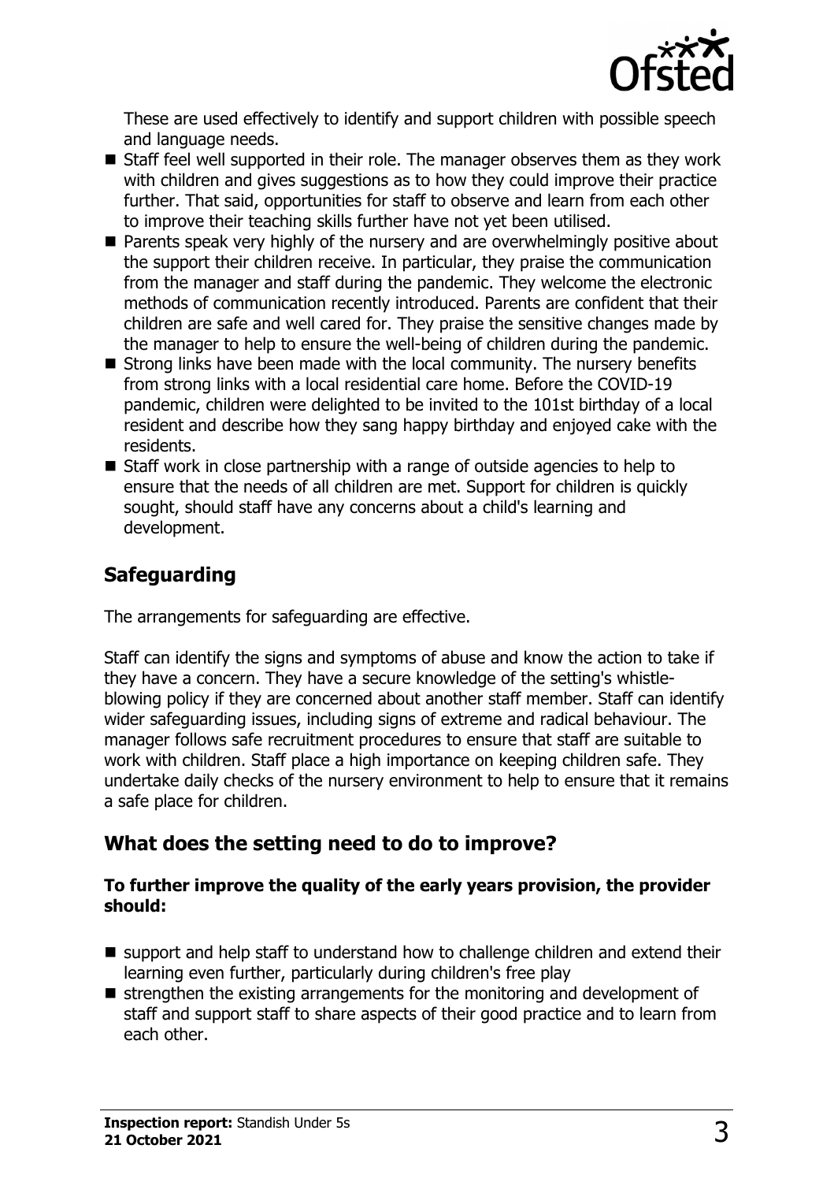These are used effectively to identify and support children with possible speech and language needs.

- Staff feel well supported in their role. The manager observes them as they work with children and gives suggestions as to how they could improve their practice further. That said, opportunities for staff to observe and learn from each other to improve their teaching skills further have not yet been utilised.
- Parents speak very highly of the nursery and are overwhelmingly positive about the support their children receive. In particular, they praise the communication from the manager and staff during the pandemic. They welcome the electronic methods of communication recently introduced. Parents are confident that their children are safe and well cared for. They praise the sensitive changes made by the manager to help to ensure the well-being of children during the pandemic.
- Strong links have been made with the local community. The nursery benefits from strong links with a local residential care home. Before the COVID-19 pandemic, children were delighted to be invited to the 101st birthday of a local resident and describe how they sang happy birthday and enjoyed cake with the residents.
- Staff work in close partnership with a range of outside agencies to help to ensure that the needs of all children are met. Support for children is quickly sought, should staff have any concerns about a child's learning and development.

## Safeguarding

The arrangements for safeguarding are effective.

Staff can identify the signs and symptoms of abuse and know the action to take if they have a concern. They have a secure knowledge of the setting's whistle-blowing policy if they are concerned about another staff member. Staff can identify wider safeguarding issues, including signs of extreme and radical behaviour. The manager follows safe recruitment procedures to ensure that staff are suitable to work with children. Staff place a high importance on keeping children safe. They undertake daily checks of the nursery environment to help to ensure that it remains a safe place for children.

## What does the setting need to do to improve?

**To further improve the quality of the early years provision, the provider should:**

- support and help staff to understand how to challenge children and extend their learning even further, particularly during children's free play
- strengthen the existing arrangements for the monitoring and development of staff and support staff to share aspects of their good practice and to learn from each other.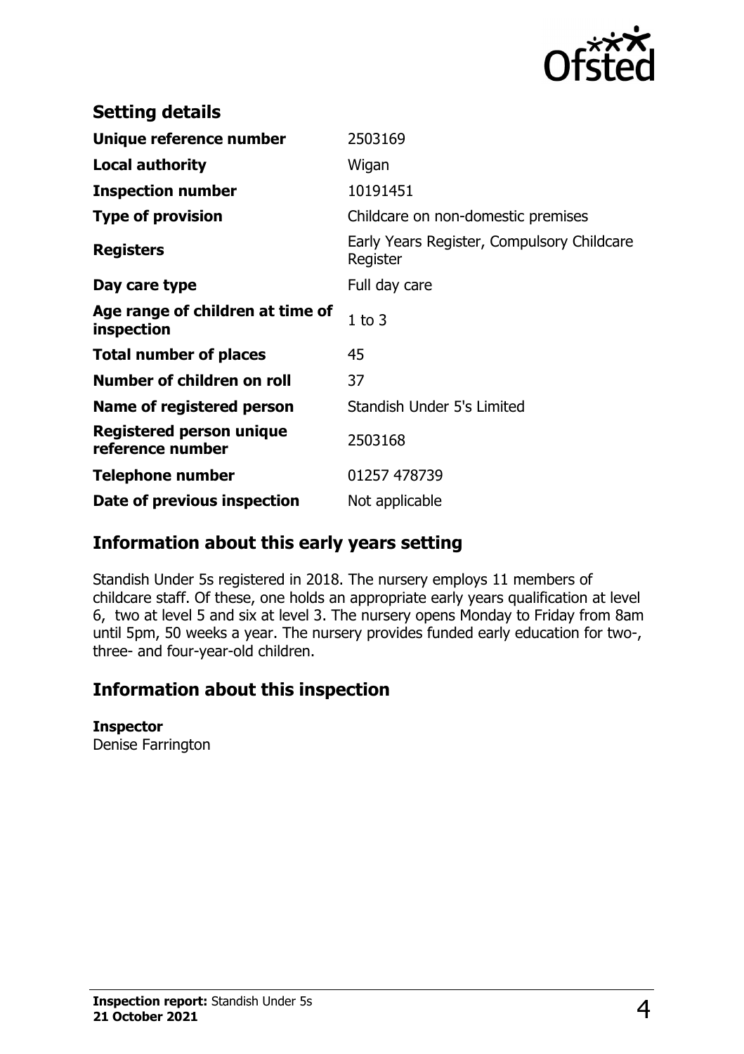## Setting details

| | |
|---|---|
| **Unique reference number** | 2503169 |
| **Local authority** | Wigan |
| **Inspection number** | 10191451 |
| **Type of provision** | Childcare on non-domestic premises |
| **Registers** | Early Years Register, Compulsory Childcare Register |
| **Day care type** | Full day care |
| **Age range of children at time of inspection** | 1 to 3 |
| **Total number of places** | 45 |
| **Number of children on roll** | 37 |
| **Name of registered person** | Standish Under 5's Limited |
| **Registered person unique reference number** | 2503168 |
| **Telephone number** | 01257 478739 |
| **Date of previous inspection** | Not applicable |

## Information about this early years setting

Standish Under 5s registered in 2018. The nursery employs 11 members of childcare staff. Of these, one holds an appropriate early years qualification at level 6, two at level 5 and six at level 3. The nursery opens Monday to Friday from 8am until 5pm, 50 weeks a year. The nursery provides funded early education for two-, three- and four-year-old children.

## Information about this inspection

**Inspector**
Denise Farrington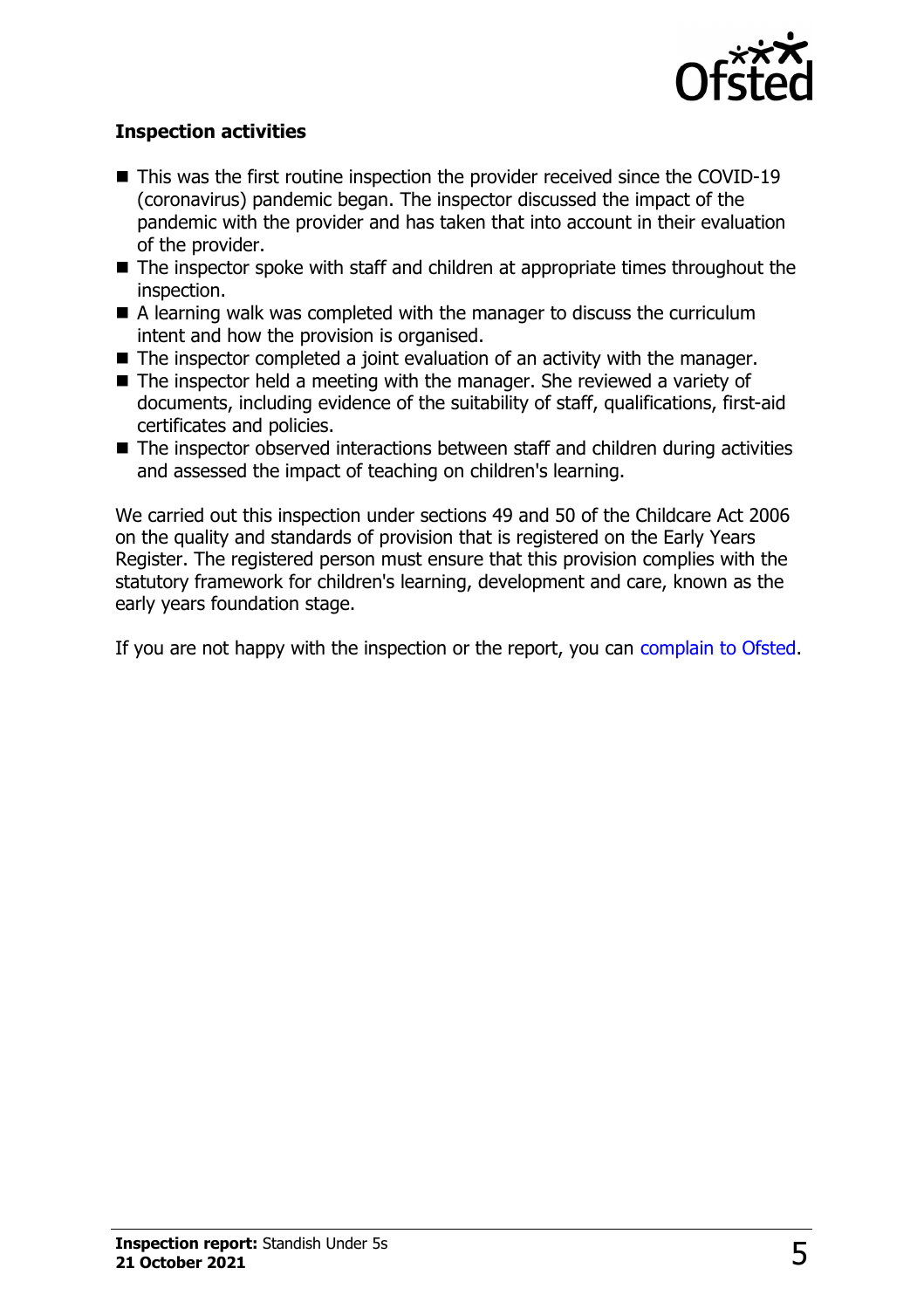### Inspection activities

- This was the first routine inspection the provider received since the COVID-19 (coronavirus) pandemic began. The inspector discussed the impact of the pandemic with the provider and has taken that into account in their evaluation of the provider.
- The inspector spoke with staff and children at appropriate times throughout the inspection.
- A learning walk was completed with the manager to discuss the curriculum intent and how the provision is organised.
- The inspector completed a joint evaluation of an activity with the manager.
- The inspector held a meeting with the manager. She reviewed a variety of documents, including evidence of the suitability of staff, qualifications, first-aid certificates and policies.
- The inspector observed interactions between staff and children during activities and assessed the impact of teaching on children's learning.

We carried out this inspection under sections 49 and 50 of the Childcare Act 2006 on the quality and standards of provision that is registered on the Early Years Register. The registered person must ensure that this provision complies with the statutory framework for children's learning, development and care, known as the early years foundation stage.

If you are not happy with the inspection or the report, you can complain to Ofsted.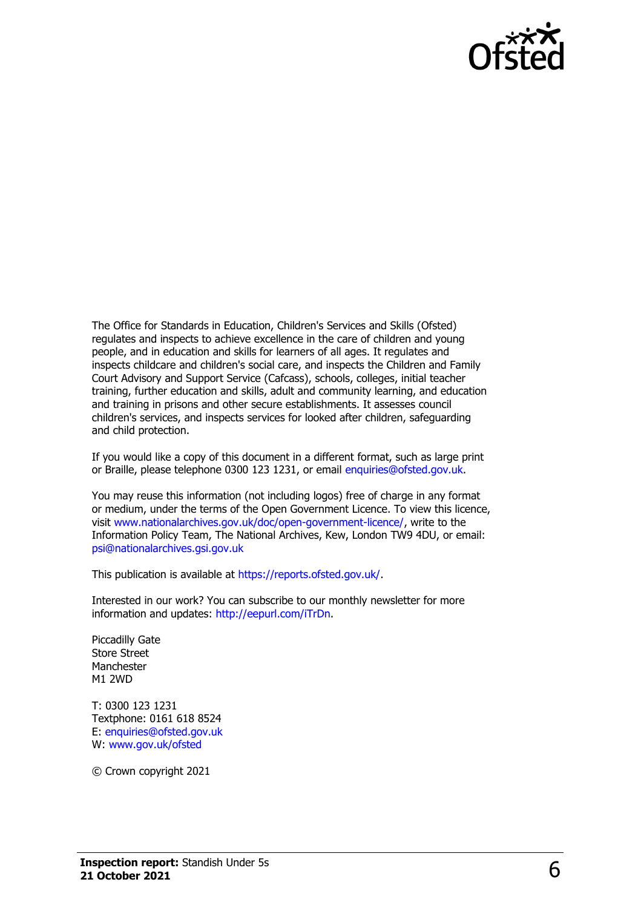The Office for Standards in Education, Children's Services and Skills (Ofsted) regulates and inspects to achieve excellence in the care of children and young people, and in education and skills for learners of all ages. It regulates and inspects childcare and children's social care, and inspects the Children and Family Court Advisory and Support Service (Cafcass), schools, colleges, initial teacher training, further education and skills, adult and community learning, and education and training in prisons and other secure establishments. It assesses council children's services, and inspects services for looked after children, safeguarding and child protection.

If you would like a copy of this document in a different format, such as large print or Braille, please telephone 0300 123 1231, or email enquiries@ofsted.gov.uk.

You may reuse this information (not including logos) free of charge in any format or medium, under the terms of the Open Government Licence. To view this licence, visit www.nationalarchives.gov.uk/doc/open-government-licence/, write to the Information Policy Team, The National Archives, Kew, London TW9 4DU, or email: psi@nationalarchives.gsi.gov.uk

This publication is available at https://reports.ofsted.gov.uk/.

Interested in our work? You can subscribe to our monthly newsletter for more information and updates: http://eepurl.com/iTrDn.

Piccadilly Gate  
Store Street  
Manchester  
M1 2WD

T: 0300 123 1231  
Textphone: 0161 618 8524  
E: enquiries@ofsted.gov.uk  
W: www.gov.uk/ofsted

© Crown copyright 2021